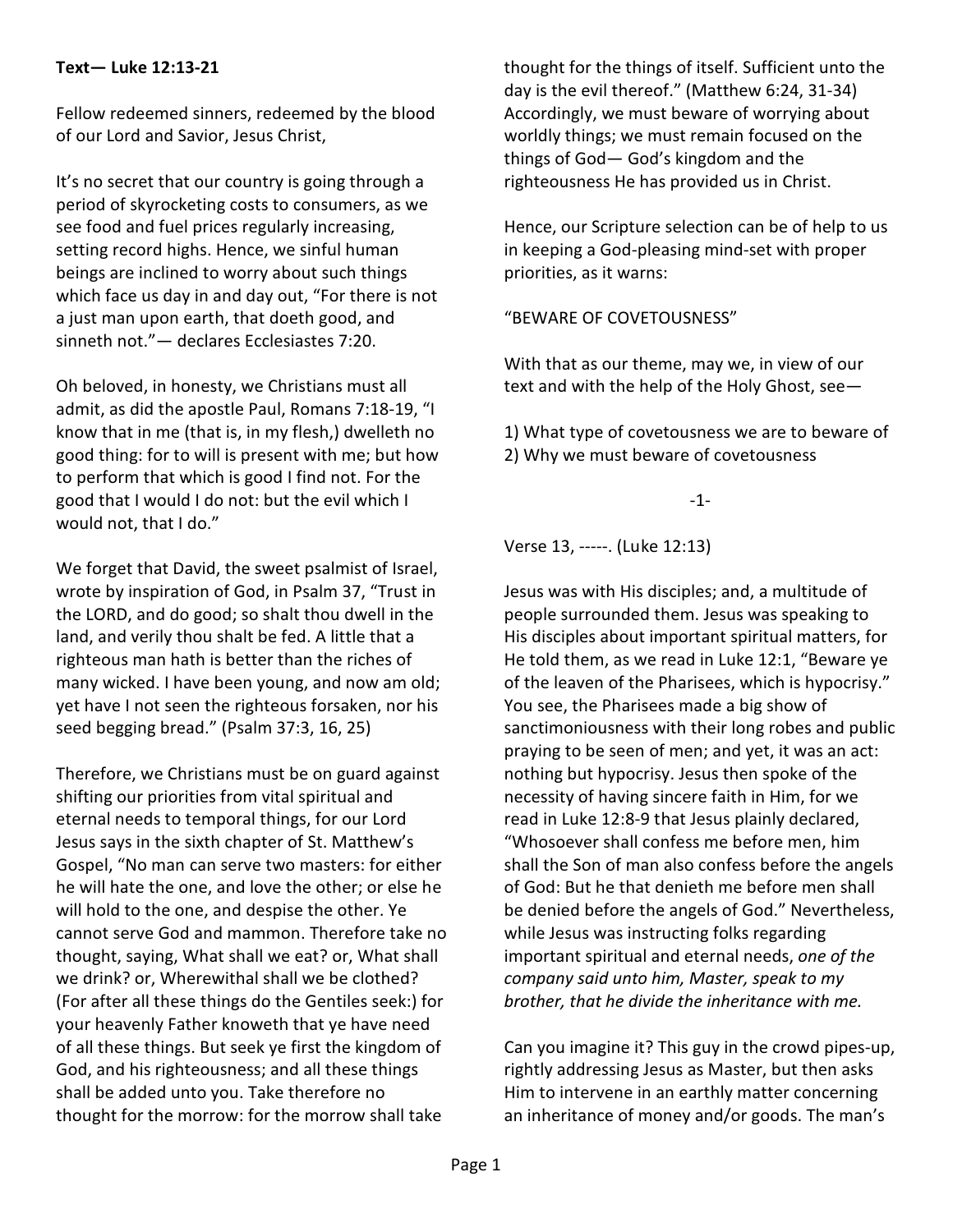**Text— Luke 12:13-21**

Fellow redeemed sinners, redeemed by the blood of our Lord and Savior, Jesus Christ,

It's no secret that our country is going through a period of skyrocketing costs to consumers, as we see food and fuel prices regularly increasing, setting record highs. Hence, we sinful human beings are inclined to worry about such things which face us day in and day out, "For there is not a just man upon earth, that doeth good, and sinneth not."— declares Ecclesiastes 7:20.

Oh beloved, in honesty, we Christians must all admit, as did the apostle Paul, Romans 7:18-19, "I know that in me (that is, in my flesh,) dwelleth no good thing: for to will is present with me; but how to perform that which is good I find not. For the good that I would I do not: but the evil which I would not, that I do."

We forget that David, the sweet psalmist of Israel, wrote by inspiration of God, in Psalm 37, "Trust in the LORD, and do good; so shalt thou dwell in the land, and verily thou shalt be fed. A little that a righteous man hath is better than the riches of many wicked. I have been young, and now am old; yet have I not seen the righteous forsaken, nor his seed begging bread." (Psalm 37:3, 16, 25)

Therefore, we Christians must be on guard against shifting our priorities from vital spiritual and eternal needs to temporal things, for our Lord Jesus says in the sixth chapter of St. Matthew's Gospel, "No man can serve two masters: for either he will hate the one, and love the other; or else he will hold to the one, and despise the other. Ye cannot serve God and mammon. Therefore take no thought, saying, What shall we eat? or, What shall we drink? or, Wherewithal shall we be clothed? (For after all these things do the Gentiles seek:) for your heavenly Father knoweth that ye have need of all these things. But seek ye first the kingdom of God, and his righteousness; and all these things shall be added unto you. Take therefore no thought for the morrow: for the morrow shall take thought for the things of itself. Sufficient unto the day is the evil thereof." (Matthew 6:24, 31-34) Accordingly, we must beware of worrying about worldly things; we must remain focused on the things of God— God's kingdom and the righteousness He has provided us in Christ.

Hence, our Scripture selection can be of help to us in keeping a God-pleasing mind-set with proper priorities, as it warns:

"BEWARE OF COVETOUSNESS"

With that as our theme, may we, in view of our text and with the help of the Holy Ghost, see—

1) What type of covetousness we are to beware of
2) Why we must beware of covetousness

-1-

Verse 13, -----. (Luke 12:13)

Jesus was with His disciples; and, a multitude of people surrounded them. Jesus was speaking to His disciples about important spiritual matters, for He told them, as we read in Luke 12:1, "Beware ye of the leaven of the Pharisees, which is hypocrisy." You see, the Pharisees made a big show of sanctimoniousness with their long robes and public praying to be seen of men; and yet, it was an act: nothing but hypocrisy. Jesus then spoke of the necessity of having sincere faith in Him, for we read in Luke 12:8-9 that Jesus plainly declared, "Whosoever shall confess me before men, him shall the Son of man also confess before the angels of God: But he that denieth me before men shall be denied before the angels of God." Nevertheless, while Jesus was instructing folks regarding important spiritual and eternal needs, *one of the company said unto him, Master, speak to my brother, that he divide the inheritance with me.*

Can you imagine it? This guy in the crowd pipes-up, rightly addressing Jesus as Master, but then asks Him to intervene in an earthly matter concerning an inheritance of money and/or goods. The man's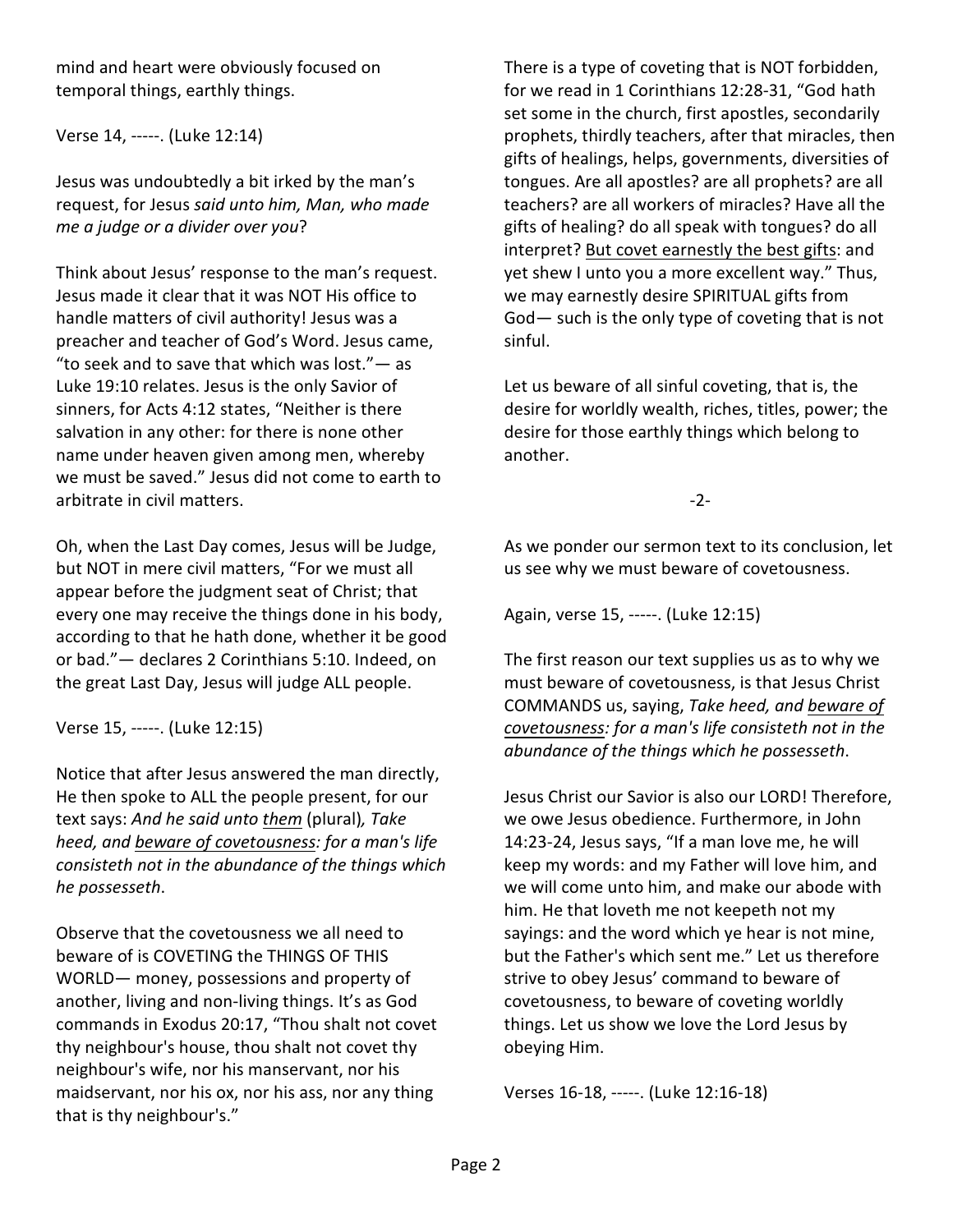mind and heart were obviously focused on temporal things, earthly things.

Verse 14, -----. (Luke 12:14)

Jesus was undoubtedly a bit irked by the man's request, for Jesus *said unto him, Man, who made me a judge or a divider over you*?

Think about Jesus' response to the man's request. Jesus made it clear that it was NOT His office to handle matters of civil authority! Jesus was a preacher and teacher of God's Word. Jesus came, "to seek and to save that which was lost."— as Luke 19:10 relates. Jesus is the only Savior of sinners, for Acts 4:12 states, "Neither is there salvation in any other: for there is none other name under heaven given among men, whereby we must be saved." Jesus did not come to earth to arbitrate in civil matters.

Oh, when the Last Day comes, Jesus will be Judge, but NOT in mere civil matters, "For we must all appear before the judgment seat of Christ; that every one may receive the things done in his body, according to that he hath done, whether it be good or bad."— declares 2 Corinthians 5:10. Indeed, on the great Last Day, Jesus will judge ALL people.

Verse 15, -----. (Luke 12:15)

Notice that after Jesus answered the man directly, He then spoke to ALL the people present, for our text says: *And he said unto <u>them</u>* (plural)*, Take heed, and <u>beware of covetousness</u>: for a man's life consisteth not in the abundance of the things which he possesseth*.

Observe that the covetousness we all need to beware of is COVETING the THINGS OF THIS WORLD— money, possessions and property of another, living and non-living things. It's as God commands in Exodus 20:17, "Thou shalt not covet thy neighbour's house, thou shalt not covet thy neighbour's wife, nor his manservant, nor his maidservant, nor his ox, nor his ass, nor any thing that is thy neighbour's."

There is a type of coveting that is NOT forbidden, for we read in 1 Corinthians 12:28-31, "God hath set some in the church, first apostles, secondarily prophets, thirdly teachers, after that miracles, then gifts of healings, helps, governments, diversities of tongues. Are all apostles? are all prophets? are all teachers? are all workers of miracles? Have all the gifts of healing? do all speak with tongues? do all interpret? <u>But covet earnestly the best gifts</u>: and yet shew I unto you a more excellent way." Thus, we may earnestly desire SPIRITUAL gifts from God— such is the only type of coveting that is not sinful.

Let us beware of all sinful coveting, that is, the desire for worldly wealth, riches, titles, power; the desire for those earthly things which belong to another.

-2-

As we ponder our sermon text to its conclusion, let us see why we must beware of covetousness.

Again, verse 15, -----. (Luke 12:15)

The first reason our text supplies us as to why we must beware of covetousness, is that Jesus Christ COMMANDS us, saying, *Take heed, and <u>beware of covetousness</u>: for a man's life consisteth not in the abundance of the things which he possesseth*.

Jesus Christ our Savior is also our LORD! Therefore, we owe Jesus obedience. Furthermore, in John 14:23-24, Jesus says, "If a man love me, he will keep my words: and my Father will love him, and we will come unto him, and make our abode with him. He that loveth me not keepeth not my sayings: and the word which ye hear is not mine, but the Father's which sent me." Let us therefore strive to obey Jesus' command to beware of covetousness, to beware of coveting worldly things. Let us show we love the Lord Jesus by obeying Him.

Verses 16-18, -----. (Luke 12:16-18)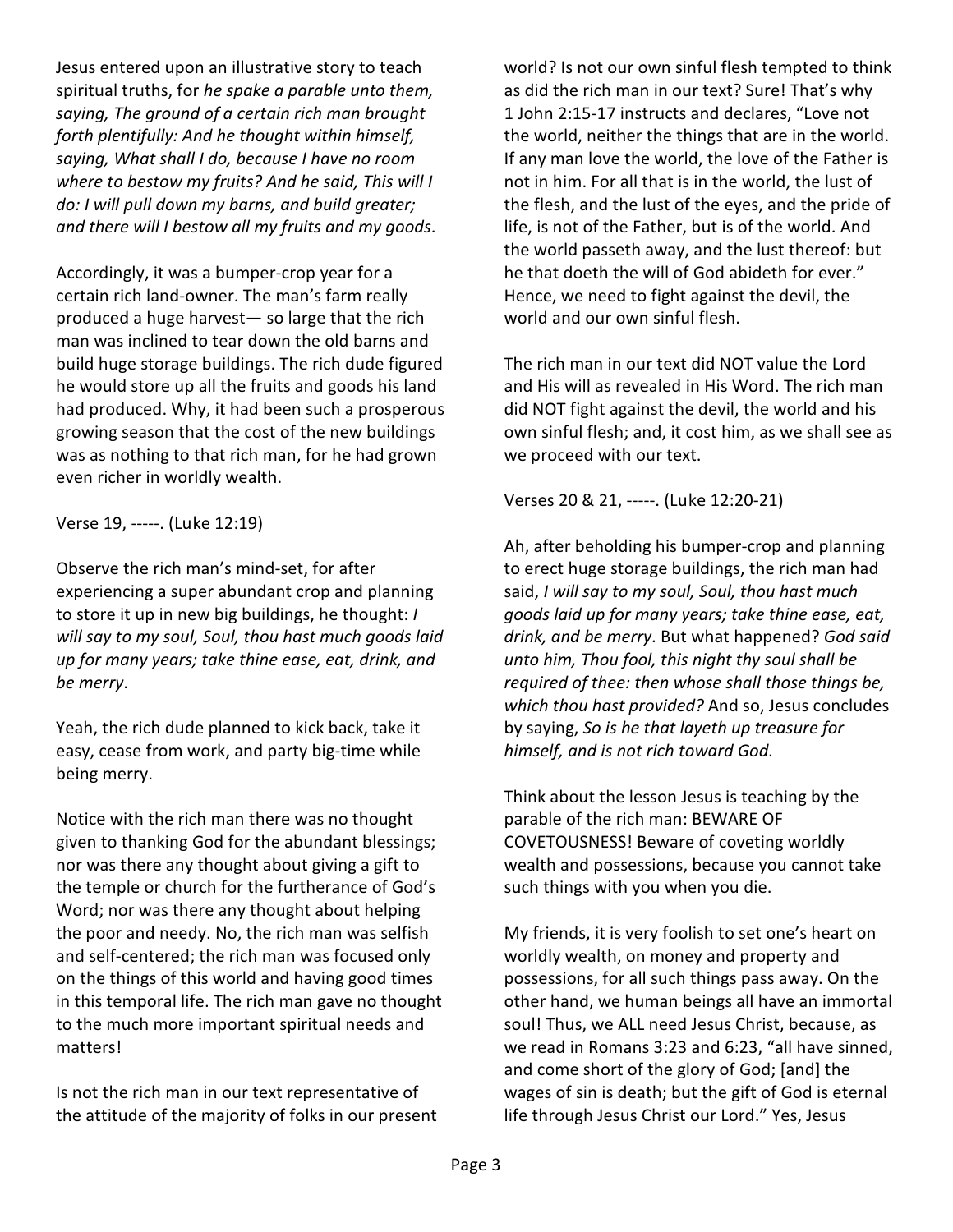Jesus entered upon an illustrative story to teach spiritual truths, for *he spake a parable unto them, saying, The ground of a certain rich man brought forth plentifully: And he thought within himself, saying, What shall I do, because I have no room where to bestow my fruits? And he said, This will I do: I will pull down my barns, and build greater; and there will I bestow all my fruits and my goods*.

Accordingly, it was a bumper-crop year for a certain rich land-owner. The man's farm really produced a huge harvest— so large that the rich man was inclined to tear down the old barns and build huge storage buildings. The rich dude figured he would store up all the fruits and goods his land had produced. Why, it had been such a prosperous growing season that the cost of the new buildings was as nothing to that rich man, for he had grown even richer in worldly wealth.

Verse 19, -----. (Luke 12:19)

Observe the rich man's mind-set, for after experiencing a super abundant crop and planning to store it up in new big buildings, he thought: *I will say to my soul, Soul, thou hast much goods laid up for many years; take thine ease, eat, drink, and be merry*.

Yeah, the rich dude planned to kick back, take it easy, cease from work, and party big-time while being merry.

Notice with the rich man there was no thought given to thanking God for the abundant blessings; nor was there any thought about giving a gift to the temple or church for the furtherance of God's Word; nor was there any thought about helping the poor and needy. No, the rich man was selfish and self-centered; the rich man was focused only on the things of this world and having good times in this temporal life. The rich man gave no thought to the much more important spiritual needs and matters!

Is not the rich man in our text representative of the attitude of the majority of folks in our present world? Is not our own sinful flesh tempted to think as did the rich man in our text? Sure! That's why 1 John 2:15-17 instructs and declares, "Love not the world, neither the things that are in the world. If any man love the world, the love of the Father is not in him. For all that is in the world, the lust of the flesh, and the lust of the eyes, and the pride of life, is not of the Father, but is of the world. And the world passeth away, and the lust thereof: but he that doeth the will of God abideth for ever." Hence, we need to fight against the devil, the world and our own sinful flesh.

The rich man in our text did NOT value the Lord and His will as revealed in His Word. The rich man did NOT fight against the devil, the world and his own sinful flesh; and, it cost him, as we shall see as we proceed with our text.

Verses 20 & 21, -----. (Luke 12:20-21)

Ah, after beholding his bumper-crop and planning to erect huge storage buildings, the rich man had said, *I will say to my soul, Soul, thou hast much goods laid up for many years; take thine ease, eat, drink, and be merry*. But what happened? *God said unto him, Thou fool, this night thy soul shall be required of thee: then whose shall those things be, which thou hast provided?* And so, Jesus concludes by saying, *So is he that layeth up treasure for himself, and is not rich toward God.*

Think about the lesson Jesus is teaching by the parable of the rich man: BEWARE OF COVETOUSNESS! Beware of coveting worldly wealth and possessions, because you cannot take such things with you when you die.

My friends, it is very foolish to set one's heart on worldly wealth, on money and property and possessions, for all such things pass away. On the other hand, we human beings all have an immortal soul! Thus, we ALL need Jesus Christ, because, as we read in Romans 3:23 and 6:23, "all have sinned, and come short of the glory of God; [and] the wages of sin is death; but the gift of God is eternal life through Jesus Christ our Lord." Yes, Jesus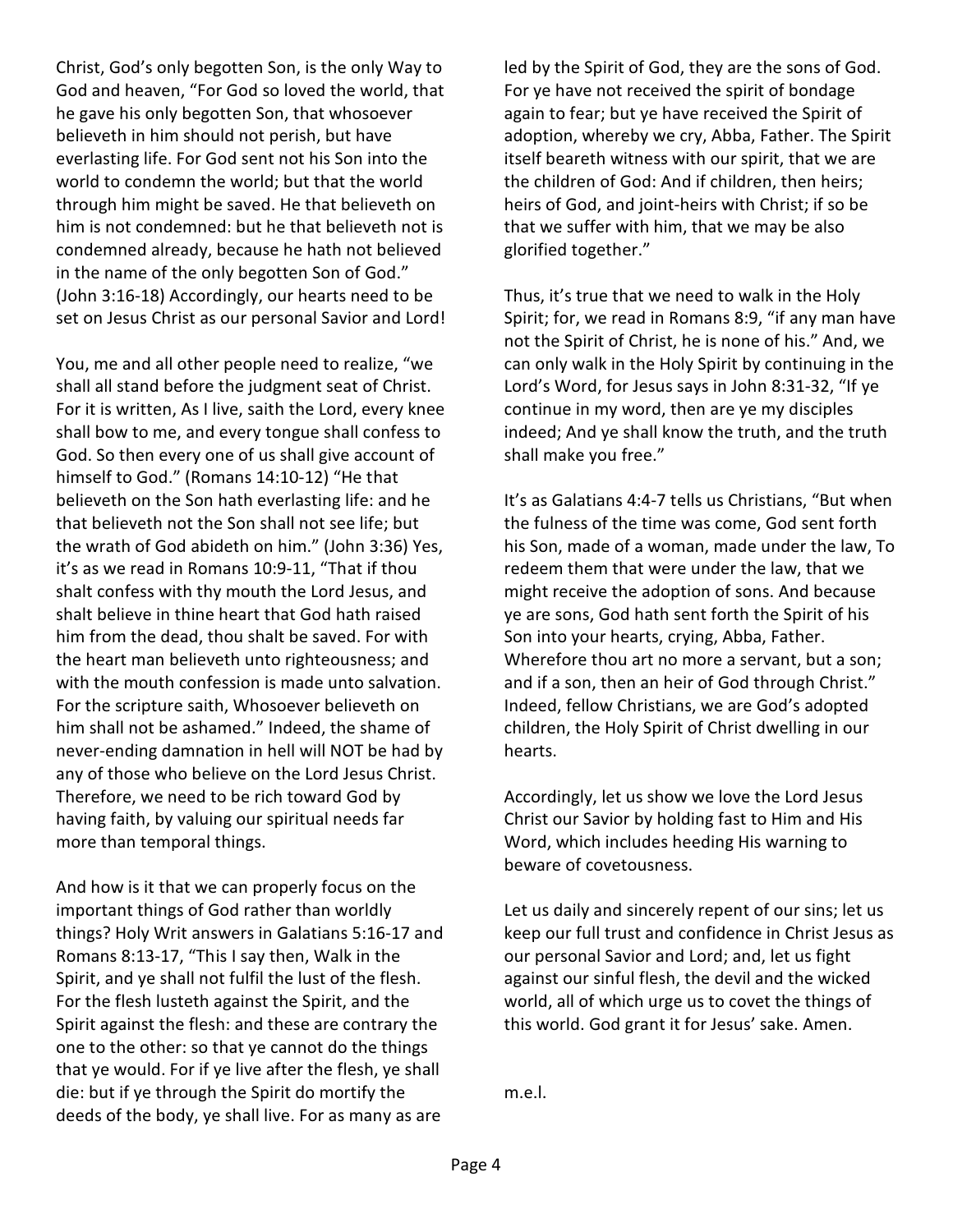Christ, God's only begotten Son, is the only Way to God and heaven, "For God so loved the world, that he gave his only begotten Son, that whosoever believeth in him should not perish, but have everlasting life. For God sent not his Son into the world to condemn the world; but that the world through him might be saved. He that believeth on him is not condemned: but he that believeth not is condemned already, because he hath not believed in the name of the only begotten Son of God." (John 3:16-18) Accordingly, our hearts need to be set on Jesus Christ as our personal Savior and Lord!

You, me and all other people need to realize, "we shall all stand before the judgment seat of Christ. For it is written, As I live, saith the Lord, every knee shall bow to me, and every tongue shall confess to God. So then every one of us shall give account of himself to God." (Romans 14:10-12) "He that believeth on the Son hath everlasting life: and he that believeth not the Son shall not see life; but the wrath of God abideth on him." (John 3:36) Yes, it's as we read in Romans 10:9-11, "That if thou shalt confess with thy mouth the Lord Jesus, and shalt believe in thine heart that God hath raised him from the dead, thou shalt be saved. For with the heart man believeth unto righteousness; and with the mouth confession is made unto salvation. For the scripture saith, Whosoever believeth on him shall not be ashamed." Indeed, the shame of never-ending damnation in hell will NOT be had by any of those who believe on the Lord Jesus Christ. Therefore, we need to be rich toward God by having faith, by valuing our spiritual needs far more than temporal things.

And how is it that we can properly focus on the important things of God rather than worldly things? Holy Writ answers in Galatians 5:16-17 and Romans 8:13-17, "This I say then, Walk in the Spirit, and ye shall not fulfil the lust of the flesh. For the flesh lusteth against the Spirit, and the Spirit against the flesh: and these are contrary the one to the other: so that ye cannot do the things that ye would. For if ye live after the flesh, ye shall die: but if ye through the Spirit do mortify the deeds of the body, ye shall live. For as many as are led by the Spirit of God, they are the sons of God. For ye have not received the spirit of bondage again to fear; but ye have received the Spirit of adoption, whereby we cry, Abba, Father. The Spirit itself beareth witness with our spirit, that we are the children of God: And if children, then heirs; heirs of God, and joint-heirs with Christ; if so be that we suffer with him, that we may be also glorified together."

Thus, it's true that we need to walk in the Holy Spirit; for, we read in Romans 8:9, "if any man have not the Spirit of Christ, he is none of his." And, we can only walk in the Holy Spirit by continuing in the Lord's Word, for Jesus says in John 8:31-32, "If ye continue in my word, then are ye my disciples indeed; And ye shall know the truth, and the truth shall make you free."

It's as Galatians 4:4-7 tells us Christians, "But when the fulness of the time was come, God sent forth his Son, made of a woman, made under the law, To redeem them that were under the law, that we might receive the adoption of sons. And because ye are sons, God hath sent forth the Spirit of his Son into your hearts, crying, Abba, Father. Wherefore thou art no more a servant, but a son; and if a son, then an heir of God through Christ." Indeed, fellow Christians, we are God's adopted children, the Holy Spirit of Christ dwelling in our hearts.

Accordingly, let us show we love the Lord Jesus Christ our Savior by holding fast to Him and His Word, which includes heeding His warning to beware of covetousness.

Let us daily and sincerely repent of our sins; let us keep our full trust and confidence in Christ Jesus as our personal Savior and Lord; and, let us fight against our sinful flesh, the devil and the wicked world, all of which urge us to covet the things of this world. God grant it for Jesus' sake. Amen.

m.e.l.